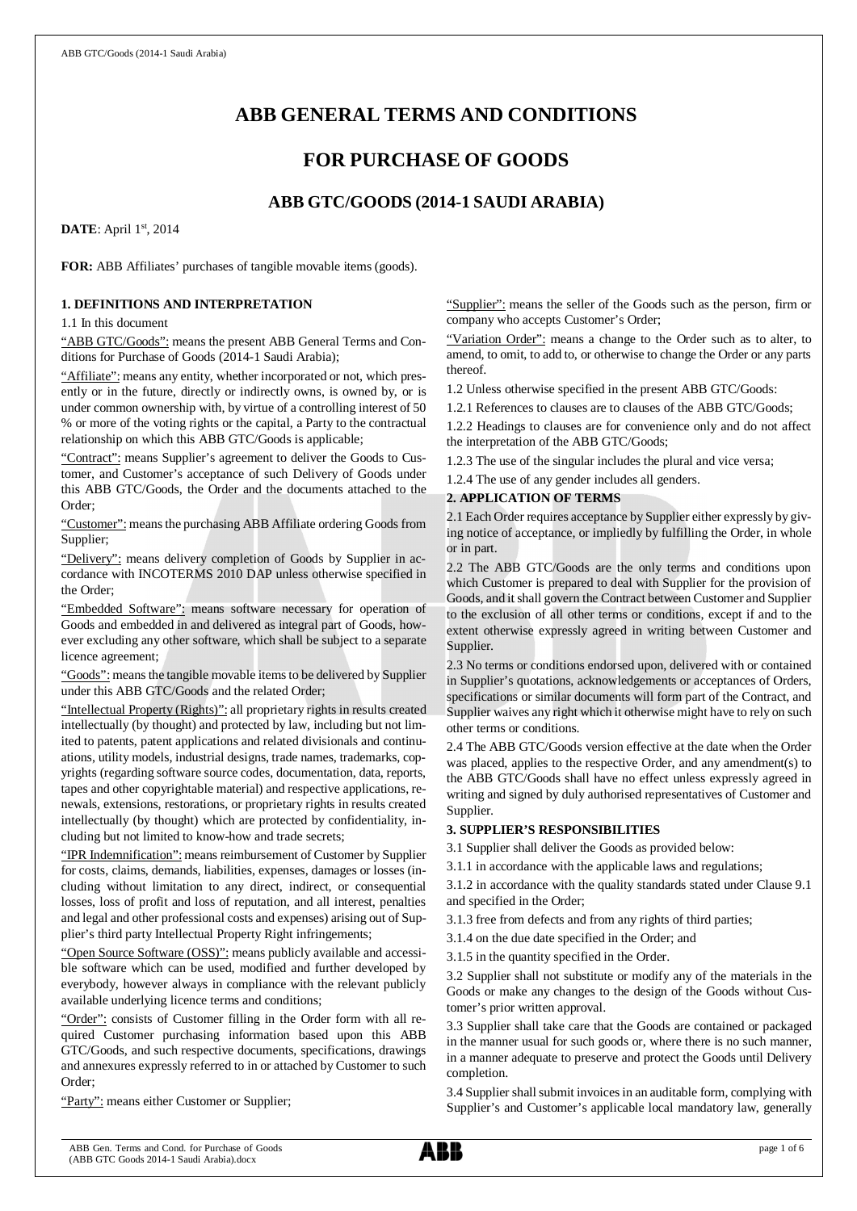# ABB GENERAL TERMS AND CONDITIONS

# FOR PURCHASE OF GOODS

## ABB GTC/GOODS (2014-1 SAUDI ARABIA)

**DATE**: April 1st, 2014

**FOR:** ABB Affiliates' purchases of tangible movable items (goods).

### 1. DEFINITIONS AND INTERPRETATION

1.1 In this document

"ABB GTC/Goods": means the present ABB General Terms and Conditions for Purchase of Goods (2014-1 Saudi Arabia);

"Affiliate": means any entity, whether incorporated or not, which presently or in the future, directly or indirectly owns, is owned by, or is under common ownership with, by virtue of a controlling interest of 50 % or more of the voting rights or the capital, a Party to the contractual relationship on which this ABB GTC/Goods is applicable;

"Contract": means Supplier's agreement to deliver the Goods to Customer, and Customer's acceptance of such Delivery of Goods under this ABB GTC/Goods, the Order and the documents attached to the Order;

"Customer": means the purchasing ABB Affiliate ordering Goods from Supplier;

"Delivery": means delivery completion of Goods by Supplier in accordance with INCOTERMS 2010 DAP unless otherwise specified in the Order;

"Embedded Software": means software necessary for operation of Goods and embedded in and delivered as integral part of Goods, however excluding any other software, which shall be subject to a separate licence agreement;

"Goods": means the tangible movable items to be delivered by Supplier under this ABB GTC/Goods and the related Order;

"Intellectual Property (Rights)": all proprietary rights in results created intellectually (by thought) and protected by law, including but not limited to patents, patent applications and related divisionals and continuations, utility models, industrial designs, trade names, trademarks, copyrights (regarding software source codes, documentation, data, reports, tapes and other copyrightable material) and respective applications, renewals, extensions, restorations, or proprietary rights in results created intellectually (by thought) which are protected by confidentiality, including but not limited to know-how and trade secrets;

"IPR Indemnification": means reimbursement of Customer by Supplier for costs, claims, demands, liabilities, expenses, damages or losses (including without limitation to any direct, indirect, or consequential losses, loss of profit and loss of reputation, and all interest, penalties and legal and other professional costs and expenses) arising out of Supplier's third party Intellectual Property Right infringements;

"Open Source Software (OSS)": means publicly available and accessible software which can be used, modified and further developed by everybody, however always in compliance with the relevant publicly available underlying licence terms and conditions;

"Order": consists of Customer filling in the Order form with all required Customer purchasing information based upon this ABB GTC/Goods, and such respective documents, specifications, drawings and annexures expressly referred to in or attached by Customer to such Order;

"Party": means either Customer or Supplier;

"Supplier": means the seller of the Goods such as the person, firm or company who accepts Customer's Order;

"Variation Order": means a change to the Order such as to alter, to amend, to omit, to add to, or otherwise to change the Order or any parts thereof.

1.2 Unless otherwise specified in the present ABB GTC/Goods:

1.2.1 References to clauses are to clauses of the ABB GTC/Goods;

1.2.2 Headings to clauses are for convenience only and do not affect the interpretation of the ABB GTC/Goods;

1.2.3 The use of the singular includes the plural and vice versa;

1.2.4 The use of any gender includes all genders.

### 2. APPLICATION OF TERMS

2.1 Each Order requires acceptance by Supplier either expressly by giving notice of acceptance, or impliedly by fulfilling the Order, in whole or in part.

2.2 The ABB GTC/Goods are the only terms and conditions upon which Customer is prepared to deal with Supplier for the provision of Goods, and it shall govern the Contract between Customer and Supplier to the exclusion of all other terms or conditions, except if and to the extent otherwise expressly agreed in writing between Customer and Supplier.

2.3 No terms or conditions endorsed upon, delivered with or contained in Supplier's quotations, acknowledgements or acceptances of Orders, specifications or similar documents will form part of the Contract, and Supplier waives any right which it otherwise might have to rely on such other terms or conditions.

2.4 The ABB GTC/Goods version effective at the date when the Order was placed, applies to the respective Order, and any amendment(s) to the ABB GTC/Goods shall have no effect unless expressly agreed in writing and signed by duly authorised representatives of Customer and Supplier.

### 3. SUPPLIER'S RESPONSIBILITIES

3.1 Supplier shall deliver the Goods as provided below:

3.1.1 in accordance with the applicable laws and regulations;

3.1.2 in accordance with the quality standards stated under Clause 9.1 and specified in the Order;

3.1.3 free from defects and from any rights of third parties;

3.1.4 on the due date specified in the Order; and

3.1.5 in the quantity specified in the Order.

3.2 Supplier shall not substitute or modify any of the materials in the Goods or make any changes to the design of the Goods without Customer's prior written approval.

3.3 Supplier shall take care that the Goods are contained or packaged in the manner usual for such goods or, where there is no such manner, in a manner adequate to preserve and protect the Goods until Delivery completion.

3.4 Supplier shall submit invoices in an auditable form, complying with Supplier's and Customer's applicable local mandatory law, generally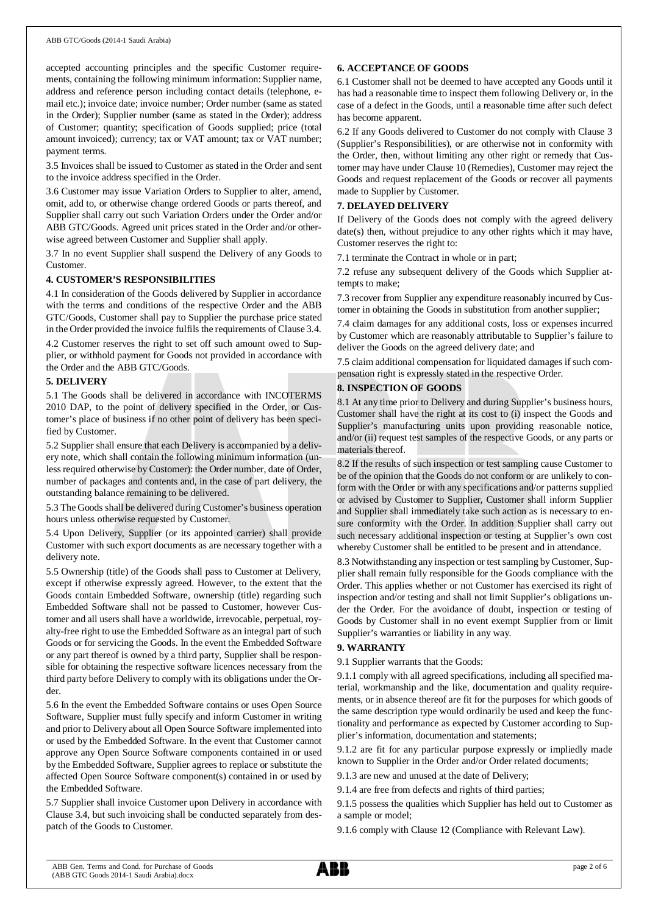accepted accounting principles and the specific Customer requirements, containing the following minimum information: Supplier name, address and reference person including contact details (telephone, e-mail etc.); invoice date; invoice number; Order number (same as stated in the Order); Supplier number (same as stated in the Order); address of Customer; quantity; specification of Goods supplied; price (total amount invoiced); currency; tax or VAT amount; tax or VAT number; payment terms.

3.5 Invoices shall be issued to Customer as stated in the Order and sent to the invoice address specified in the Order.

3.6 Customer may issue Variation Orders to Supplier to alter, amend, omit, add to, or otherwise change ordered Goods or parts thereof, and Supplier shall carry out such Variation Orders under the Order and/or ABB GTC/Goods. Agreed unit prices stated in the Order and/or otherwise agreed between Customer and Supplier shall apply.

3.7 In no event Supplier shall suspend the Delivery of any Goods to Customer.

## 4. CUSTOMER'S RESPONSIBILITIES

4.1 In consideration of the Goods delivered by Supplier in accordance with the terms and conditions of the respective Order and the ABB GTC/Goods, Customer shall pay to Supplier the purchase price stated in the Order provided the invoice fulfils the requirements of Clause 3.4.

4.2 Customer reserves the right to set off such amount owed to Supplier, or withhold payment for Goods not provided in accordance with the Order and the ABB GTC/Goods.

## 5. DELIVERY

5.1 The Goods shall be delivered in accordance with INCOTERMS 2010 DAP, to the point of delivery specified in the Order, or Customer's place of business if no other point of delivery has been specified by Customer.

5.2 Supplier shall ensure that each Delivery is accompanied by a delivery note, which shall contain the following minimum information (unless required otherwise by Customer): the Order number, date of Order, number of packages and contents and, in the case of part delivery, the outstanding balance remaining to be delivered.

5.3 The Goods shall be delivered during Customer's business operation hours unless otherwise requested by Customer.

5.4 Upon Delivery, Supplier (or its appointed carrier) shall provide Customer with such export documents as are necessary together with a delivery note.

5.5 Ownership (title) of the Goods shall pass to Customer at Delivery, except if otherwise expressly agreed. However, to the extent that the Goods contain Embedded Software, ownership (title) regarding such Embedded Software shall not be passed to Customer, however Customer and all users shall have a worldwide, irrevocable, perpetual, royalty-free right to use the Embedded Software as an integral part of such Goods or for servicing the Goods. In the event the Embedded Software or any part thereof is owned by a third party, Supplier shall be responsible for obtaining the respective software licences necessary from the third party before Delivery to comply with its obligations under the Order.

5.6 In the event the Embedded Software contains or uses Open Source Software, Supplier must fully specify and inform Customer in writing and prior to Delivery about all Open Source Software implemented into or used by the Embedded Software. In the event that Customer cannot approve any Open Source Software components contained in or used by the Embedded Software, Supplier agrees to replace or substitute the affected Open Source Software component(s) contained in or used by the Embedded Software.

5.7 Supplier shall invoice Customer upon Delivery in accordance with Clause 3.4, but such invoicing shall be conducted separately from despatch of the Goods to Customer.

## 6. ACCEPTANCE OF GOODS

6.1 Customer shall not be deemed to have accepted any Goods until it has had a reasonable time to inspect them following Delivery or, in the case of a defect in the Goods, until a reasonable time after such defect has become apparent.

6.2 If any Goods delivered to Customer do not comply with Clause 3 (Supplier's Responsibilities), or are otherwise not in conformity with the Order, then, without limiting any other right or remedy that Customer may have under Clause 10 (Remedies), Customer may reject the Goods and request replacement of the Goods or recover all payments made to Supplier by Customer.

## 7. DELAYED DELIVERY

If Delivery of the Goods does not comply with the agreed delivery date(s) then, without prejudice to any other rights which it may have, Customer reserves the right to:

7.1 terminate the Contract in whole or in part;

7.2 refuse any subsequent delivery of the Goods which Supplier attempts to make;

7.3 recover from Supplier any expenditure reasonably incurred by Customer in obtaining the Goods in substitution from another supplier;

7.4 claim damages for any additional costs, loss or expenses incurred by Customer which are reasonably attributable to Supplier's failure to deliver the Goods on the agreed delivery date; and

7.5 claim additional compensation for liquidated damages if such compensation right is expressly stated in the respective Order.

## 8. INSPECTION OF GOODS

8.1 At any time prior to Delivery and during Supplier's business hours, Customer shall have the right at its cost to (i) inspect the Goods and Supplier's manufacturing units upon providing reasonable notice, and/or (ii) request test samples of the respective Goods, or any parts or materials thereof.

8.2 If the results of such inspection or test sampling cause Customer to be of the opinion that the Goods do not conform or are unlikely to conform with the Order or with any specifications and/or patterns supplied or advised by Customer to Supplier, Customer shall inform Supplier and Supplier shall immediately take such action as is necessary to ensure conformity with the Order. In addition Supplier shall carry out such necessary additional inspection or testing at Supplier's own cost whereby Customer shall be entitled to be present and in attendance.

8.3 Notwithstanding any inspection or test sampling by Customer, Supplier shall remain fully responsible for the Goods compliance with the Order. This applies whether or not Customer has exercised its right of inspection and/or testing and shall not limit Supplier's obligations under the Order. For the avoidance of doubt, inspection or testing of Goods by Customer shall in no event exempt Supplier from or limit Supplier's warranties or liability in any way.

## 9. WARRANTY

9.1 Supplier warrants that the Goods:

9.1.1 comply with all agreed specifications, including all specified material, workmanship and the like, documentation and quality requirements, or in absence thereof are fit for the purposes for which goods of the same description type would ordinarily be used and keep the functionality and performance as expected by Customer according to Supplier's information, documentation and statements;

9.1.2 are fit for any particular purpose expressly or impliedly made known to Supplier in the Order and/or Order related documents;

9.1.3 are new and unused at the date of Delivery;

9.1.4 are free from defects and rights of third parties;

9.1.5 possess the qualities which Supplier has held out to Customer as a sample or model;

9.1.6 comply with Clause 12 (Compliance with Relevant Law).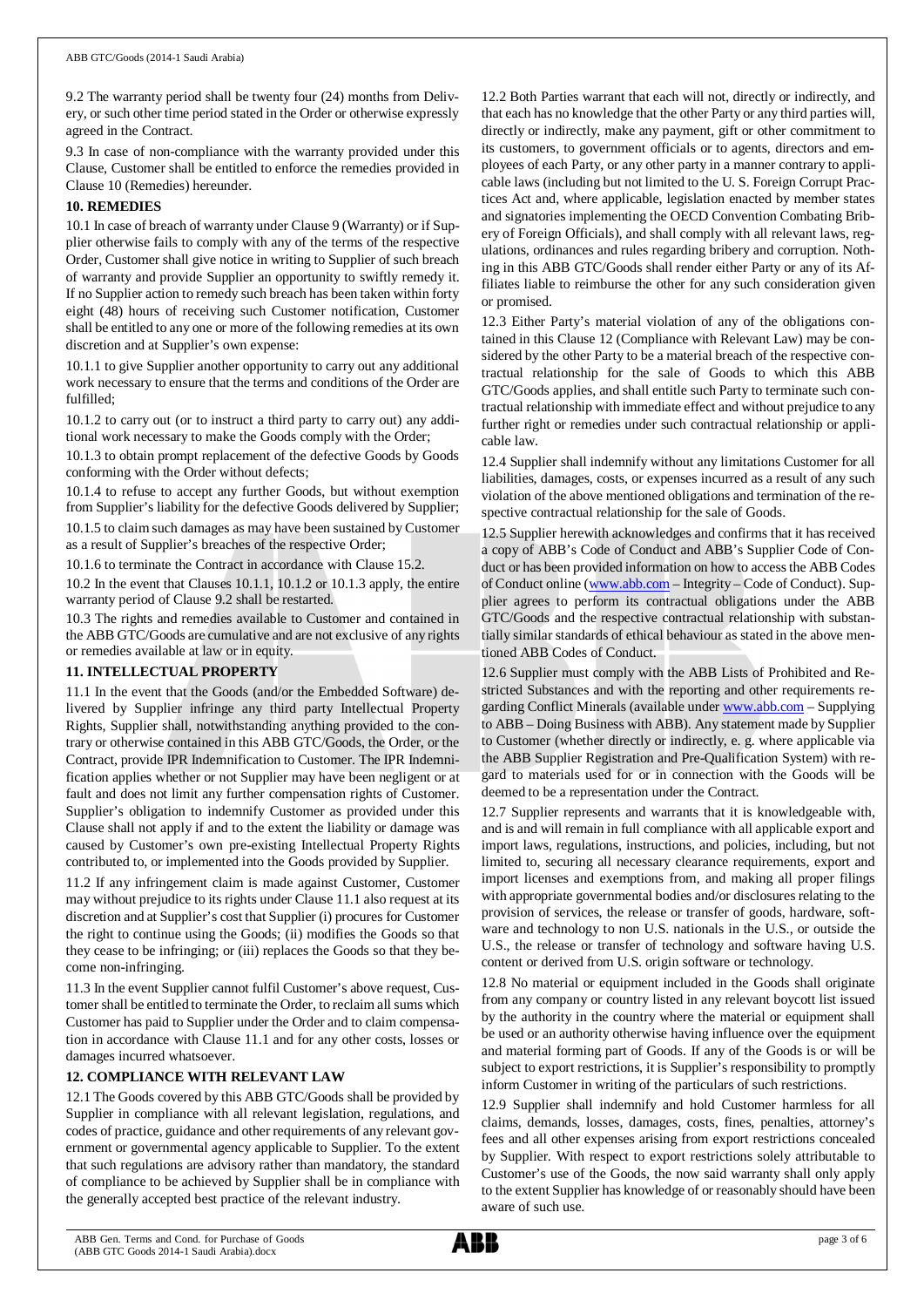9.2 The warranty period shall be twenty four (24) months from Delivery, or such other time period stated in the Order or otherwise expressly agreed in the Contract.

9.3 In case of non-compliance with the warranty provided under this Clause, Customer shall be entitled to enforce the remedies provided in Clause 10 (Remedies) hereunder.

**10. REMEDIES**

10.1 In case of breach of warranty under Clause 9 (Warranty) or if Supplier otherwise fails to comply with any of the terms of the respective Order, Customer shall give notice in writing to Supplier of such breach of warranty and provide Supplier an opportunity to swiftly remedy it. If no Supplier action to remedy such breach has been taken within forty eight (48) hours of receiving such Customer notification, Customer shall be entitled to any one or more of the following remedies at its own discretion and at Supplier's own expense:

10.1.1 to give Supplier another opportunity to carry out any additional work necessary to ensure that the terms and conditions of the Order are fulfilled;

10.1.2 to carry out (or to instruct a third party to carry out) any additional work necessary to make the Goods comply with the Order;

10.1.3 to obtain prompt replacement of the defective Goods by Goods conforming with the Order without defects;

10.1.4 to refuse to accept any further Goods, but without exemption from Supplier's liability for the defective Goods delivered by Supplier;

10.1.5 to claim such damages as may have been sustained by Customer as a result of Supplier's breaches of the respective Order;

10.1.6 to terminate the Contract in accordance with Clause 15.2.

10.2 In the event that Clauses 10.1.1, 10.1.2 or 10.1.3 apply, the entire warranty period of Clause 9.2 shall be restarted.

10.3 The rights and remedies available to Customer and contained in the ABB GTC/Goods are cumulative and are not exclusive of any rights or remedies available at law or in equity.

**11. INTELLECTUAL PROPERTY**

11.1 In the event that the Goods (and/or the Embedded Software) delivered by Supplier infringe any third party Intellectual Property Rights, Supplier shall, notwithstanding anything provided to the contrary or otherwise contained in this ABB GTC/Goods, the Order, or the Contract, provide IPR Indemnification to Customer. The IPR Indemnification applies whether or not Supplier may have been negligent or at fault and does not limit any further compensation rights of Customer. Supplier's obligation to indemnify Customer as provided under this Clause shall not apply if and to the extent the liability or damage was caused by Customer's own pre-existing Intellectual Property Rights contributed to, or implemented into the Goods provided by Supplier.

11.2 If any infringement claim is made against Customer, Customer may without prejudice to its rights under Clause 11.1 also request at its discretion and at Supplier's cost that Supplier (i) procures for Customer the right to continue using the Goods; (ii) modifies the Goods so that they cease to be infringing; or (iii) replaces the Goods so that they become non-infringing.

11.3 In the event Supplier cannot fulfil Customer's above request, Customer shall be entitled to terminate the Order, to reclaim all sums which Customer has paid to Supplier under the Order and to claim compensation in accordance with Clause 11.1 and for any other costs, losses or damages incurred whatsoever.

**12. COMPLIANCE WITH RELEVANT LAW**

12.1 The Goods covered by this ABB GTC/Goods shall be provided by Supplier in compliance with all relevant legislation, regulations, and codes of practice, guidance and other requirements of any relevant government or governmental agency applicable to Supplier. To the extent that such regulations are advisory rather than mandatory, the standard of compliance to be achieved by Supplier shall be in compliance with the generally accepted best practice of the relevant industry.

12.2 Both Parties warrant that each will not, directly or indirectly, and that each has no knowledge that the other Party or any third parties will, directly or indirectly, make any payment, gift or other commitment to its customers, to government officials or to agents, directors and employees of each Party, or any other party in a manner contrary to applicable laws (including but not limited to the U. S. Foreign Corrupt Practices Act and, where applicable, legislation enacted by member states and signatories implementing the OECD Convention Combating Bribery of Foreign Officials), and shall comply with all relevant laws, regulations, ordinances and rules regarding bribery and corruption. Nothing in this ABB GTC/Goods shall render either Party or any of its Affiliates liable to reimburse the other for any such consideration given or promised.

12.3 Either Party's material violation of any of the obligations contained in this Clause 12 (Compliance with Relevant Law) may be considered by the other Party to be a material breach of the respective contractual relationship for the sale of Goods to which this ABB GTC/Goods applies, and shall entitle such Party to terminate such contractual relationship with immediate effect and without prejudice to any further right or remedies under such contractual relationship or applicable law.

12.4 Supplier shall indemnify without any limitations Customer for all liabilities, damages, costs, or expenses incurred as a result of any such violation of the above mentioned obligations and termination of the respective contractual relationship for the sale of Goods.

12.5 Supplier herewith acknowledges and confirms that it has received a copy of ABB's Code of Conduct and ABB's Supplier Code of Conduct or has been provided information on how to access the ABB Codes of Conduct online (www.abb.com – Integrity – Code of Conduct). Supplier agrees to perform its contractual obligations under the ABB GTC/Goods and the respective contractual relationship with substantially similar standards of ethical behaviour as stated in the above mentioned ABB Codes of Conduct.

12.6 Supplier must comply with the ABB Lists of Prohibited and Restricted Substances and with the reporting and other requirements regarding Conflict Minerals (available under www.abb.com – Supplying to ABB – Doing Business with ABB). Any statement made by Supplier to Customer (whether directly or indirectly, e. g. where applicable via the ABB Supplier Registration and Pre-Qualification System) with regard to materials used for or in connection with the Goods will be deemed to be a representation under the Contract.

12.7 Supplier represents and warrants that it is knowledgeable with, and is and will remain in full compliance with all applicable export and import laws, regulations, instructions, and policies, including, but not limited to, securing all necessary clearance requirements, export and import licenses and exemptions from, and making all proper filings with appropriate governmental bodies and/or disclosures relating to the provision of services, the release or transfer of goods, hardware, software and technology to non U.S. nationals in the U.S., or outside the U.S., the release or transfer of technology and software having U.S. content or derived from U.S. origin software or technology.

12.8 No material or equipment included in the Goods shall originate from any company or country listed in any relevant boycott list issued by the authority in the country where the material or equipment shall be used or an authority otherwise having influence over the equipment and material forming part of Goods. If any of the Goods is or will be subject to export restrictions, it is Supplier's responsibility to promptly inform Customer in writing of the particulars of such restrictions.

12.9 Supplier shall indemnify and hold Customer harmless for all claims, demands, losses, damages, costs, fines, penalties, attorney's fees and all other expenses arising from export restrictions concealed by Supplier. With respect to export restrictions solely attributable to Customer's use of the Goods, the now said warranty shall only apply to the extent Supplier has knowledge of or reasonably should have been aware of such use.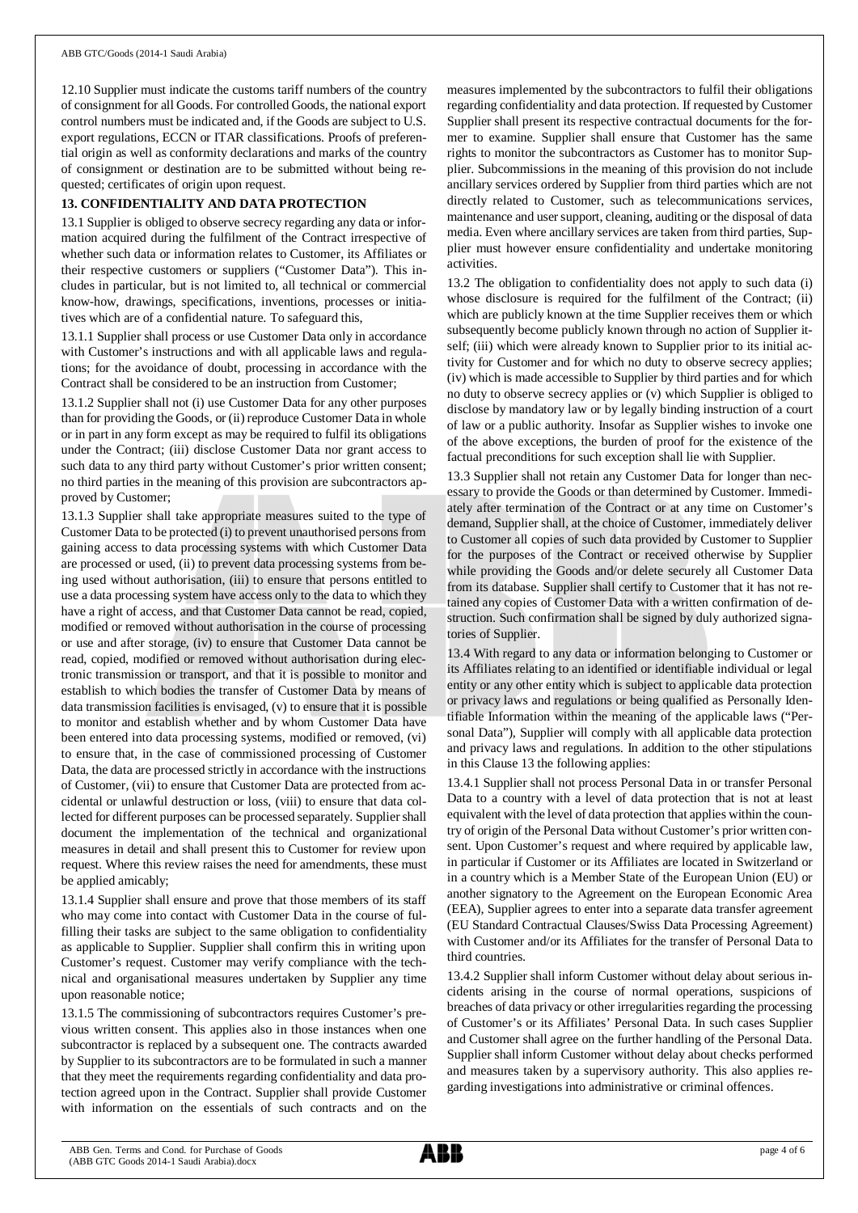12.10 Supplier must indicate the customs tariff numbers of the country of consignment for all Goods. For controlled Goods, the national export control numbers must be indicated and, if the Goods are subject to U.S. export regulations, ECCN or ITAR classifications. Proofs of preferential origin as well as conformity declarations and marks of the country of consignment or destination are to be submitted without being requested; certificates of origin upon request.

**13. CONFIDENTIALITY AND DATA PROTECTION**

13.1 Supplier is obliged to observe secrecy regarding any data or information acquired during the fulfilment of the Contract irrespective of whether such data or information relates to Customer, its Affiliates or their respective customers or suppliers ("Customer Data"). This includes in particular, but is not limited to, all technical or commercial know-how, drawings, specifications, inventions, processes or initiatives which are of a confidential nature. To safeguard this,

13.1.1 Supplier shall process or use Customer Data only in accordance with Customer's instructions and with all applicable laws and regulations; for the avoidance of doubt, processing in accordance with the Contract shall be considered to be an instruction from Customer;

13.1.2 Supplier shall not (i) use Customer Data for any other purposes than for providing the Goods, or (ii) reproduce Customer Data in whole or in part in any form except as may be required to fulfil its obligations under the Contract; (iii) disclose Customer Data nor grant access to such data to any third party without Customer's prior written consent; no third parties in the meaning of this provision are subcontractors approved by Customer;

13.1.3 Supplier shall take appropriate measures suited to the type of Customer Data to be protected (i) to prevent unauthorised persons from gaining access to data processing systems with which Customer Data are processed or used, (ii) to prevent data processing systems from being used without authorisation, (iii) to ensure that persons entitled to use a data processing system have access only to the data to which they have a right of access, and that Customer Data cannot be read, copied, modified or removed without authorisation in the course of processing or use and after storage, (iv) to ensure that Customer Data cannot be read, copied, modified or removed without authorisation during electronic transmission or transport, and that it is possible to monitor and establish to which bodies the transfer of Customer Data by means of data transmission facilities is envisaged, (v) to ensure that it is possible to monitor and establish whether and by whom Customer Data have been entered into data processing systems, modified or removed, (vi) to ensure that, in the case of commissioned processing of Customer Data, the data are processed strictly in accordance with the instructions of Customer, (vii) to ensure that Customer Data are protected from accidental or unlawful destruction or loss, (viii) to ensure that data collected for different purposes can be processed separately. Supplier shall document the implementation of the technical and organizational measures in detail and shall present this to Customer for review upon request. Where this review raises the need for amendments, these must be applied amicably;

13.1.4 Supplier shall ensure and prove that those members of its staff who may come into contact with Customer Data in the course of fulfilling their tasks are subject to the same obligation to confidentiality as applicable to Supplier. Supplier shall confirm this in writing upon Customer's request. Customer may verify compliance with the technical and organisational measures undertaken by Supplier any time upon reasonable notice;

13.1.5 The commissioning of subcontractors requires Customer's previous written consent. This applies also in those instances when one subcontractor is replaced by a subsequent one. The contracts awarded by Supplier to its subcontractors are to be formulated in such a manner that they meet the requirements regarding confidentiality and data protection agreed upon in the Contract. Supplier shall provide Customer with information on the essentials of such contracts and on the measures implemented by the subcontractors to fulfil their obligations regarding confidentiality and data protection. If requested by Customer Supplier shall present its respective contractual documents for the former to examine. Supplier shall ensure that Customer has the same rights to monitor the subcontractors as Customer has to monitor Supplier. Subcommissions in the meaning of this provision do not include ancillary services ordered by Supplier from third parties which are not directly related to Customer, such as telecommunications services, maintenance and user support, cleaning, auditing or the disposal of data media. Even where ancillary services are taken from third parties, Supplier must however ensure confidentiality and undertake monitoring activities.

13.2 The obligation to confidentiality does not apply to such data (i) whose disclosure is required for the fulfilment of the Contract; (ii) which are publicly known at the time Supplier receives them or which subsequently become publicly known through no action of Supplier itself; (iii) which were already known to Supplier prior to its initial activity for Customer and for which no duty to observe secrecy applies; (iv) which is made accessible to Supplier by third parties and for which no duty to observe secrecy applies or (v) which Supplier is obliged to disclose by mandatory law or by legally binding instruction of a court of law or a public authority. Insofar as Supplier wishes to invoke one of the above exceptions, the burden of proof for the existence of the factual preconditions for such exception shall lie with Supplier.

13.3 Supplier shall not retain any Customer Data for longer than necessary to provide the Goods or than determined by Customer. Immediately after termination of the Contract or at any time on Customer's demand, Supplier shall, at the choice of Customer, immediately deliver to Customer all copies of such data provided by Customer to Supplier for the purposes of the Contract or received otherwise by Supplier while providing the Goods and/or delete securely all Customer Data from its database. Supplier shall certify to Customer that it has not retained any copies of Customer Data with a written confirmation of destruction. Such confirmation shall be signed by duly authorized signatories of Supplier.

13.4 With regard to any data or information belonging to Customer or its Affiliates relating to an identified or identifiable individual or legal entity or any other entity which is subject to applicable data protection or privacy laws and regulations or being qualified as Personally Identifiable Information within the meaning of the applicable laws ("Personal Data"), Supplier will comply with all applicable data protection and privacy laws and regulations. In addition to the other stipulations in this Clause 13 the following applies:

13.4.1 Supplier shall not process Personal Data in or transfer Personal Data to a country with a level of data protection that is not at least equivalent with the level of data protection that applies within the country of origin of the Personal Data without Customer's prior written consent. Upon Customer's request and where required by applicable law, in particular if Customer or its Affiliates are located in Switzerland or in a country which is a Member State of the European Union (EU) or another signatory to the Agreement on the European Economic Area (EEA), Supplier agrees to enter into a separate data transfer agreement (EU Standard Contractual Clauses/Swiss Data Processing Agreement) with Customer and/or its Affiliates for the transfer of Personal Data to third countries.

13.4.2 Supplier shall inform Customer without delay about serious incidents arising in the course of normal operations, suspicions of breaches of data privacy or other irregularities regarding the processing of Customer's or its Affiliates' Personal Data. In such cases Supplier and Customer shall agree on the further handling of the Personal Data. Supplier shall inform Customer without delay about checks performed and measures taken by a supervisory authority. This also applies regarding investigations into administrative or criminal offences.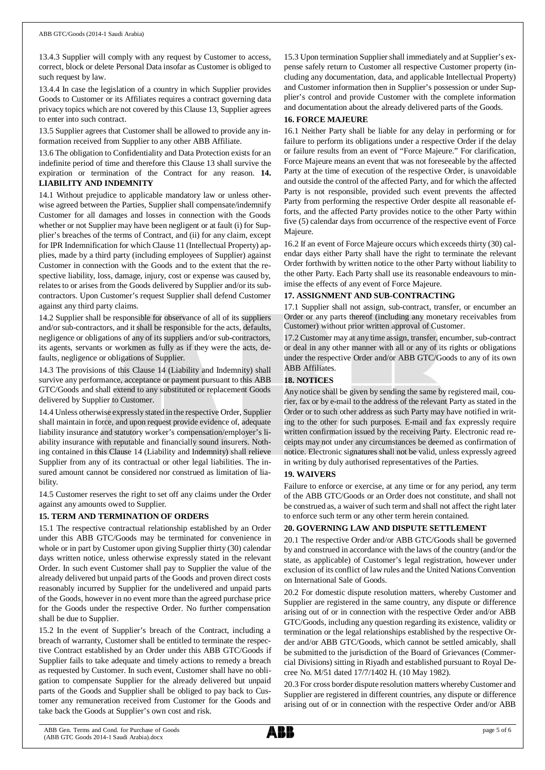13.4.3 Supplier will comply with any request by Customer to access, correct, block or delete Personal Data insofar as Customer is obliged to such request by law.

13.4.4 In case the legislation of a country in which Supplier provides Goods to Customer or its Affiliates requires a contract governing data privacy topics which are not covered by this Clause 13, Supplier agrees to enter into such contract.

13.5 Supplier agrees that Customer shall be allowed to provide any information received from Supplier to any other ABB Affiliate.

13.6 The obligation to Confidentiality and Data Protection exists for an indefinite period of time and therefore this Clause 13 shall survive the expiration or termination of the Contract for any reason.

## 14. LIABILITY AND INDEMNITY

14.1 Without prejudice to applicable mandatory law or unless otherwise agreed between the Parties, Supplier shall compensate/indemnify Customer for all damages and losses in connection with the Goods whether or not Supplier may have been negligent or at fault (i) for Supplier's breaches of the terms of Contract, and (ii) for any claim, except for IPR Indemnification for which Clause 11 (Intellectual Property) applies, made by a third party (including employees of Supplier) against Customer in connection with the Goods and to the extent that the respective liability, loss, damage, injury, cost or expense was caused by, relates to or arises from the Goods delivered by Supplier and/or its subcontractors. Upon Customer's request Supplier shall defend Customer against any third party claims.

14.2 Supplier shall be responsible for observance of all of its suppliers and/or sub-contractors, and it shall be responsible for the acts, defaults, negligence or obligations of any of its suppliers and/or sub-contractors, its agents, servants or workmen as fully as if they were the acts, defaults, negligence or obligations of Supplier.

14.3 The provisions of this Clause 14 (Liability and Indemnity) shall survive any performance, acceptance or payment pursuant to this ABB GTC/Goods and shall extend to any substituted or replacement Goods delivered by Supplier to Customer.

14.4 Unless otherwise expressly stated in the respective Order, Supplier shall maintain in force, and upon request provide evidence of, adequate liability insurance and statutory worker's compensation/employer's liability insurance with reputable and financially sound insurers. Nothing contained in this Clause 14 (Liability and Indemnity) shall relieve Supplier from any of its contractual or other legal liabilities. The insured amount cannot be considered nor construed as limitation of liability.

14.5 Customer reserves the right to set off any claims under the Order against any amounts owed to Supplier.

## 15. TERM AND TERMINATION OF ORDERS

15.1 The respective contractual relationship established by an Order under this ABB GTC/Goods may be terminated for convenience in whole or in part by Customer upon giving Supplier thirty (30) calendar days written notice, unless otherwise expressly stated in the relevant Order. In such event Customer shall pay to Supplier the value of the already delivered but unpaid parts of the Goods and proven direct costs reasonably incurred by Supplier for the undelivered and unpaid parts of the Goods, however in no event more than the agreed purchase price for the Goods under the respective Order. No further compensation shall be due to Supplier.

15.2 In the event of Supplier's breach of the Contract, including a breach of warranty, Customer shall be entitled to terminate the respective Contract established by an Order under this ABB GTC/Goods if Supplier fails to take adequate and timely actions to remedy a breach as requested by Customer. In such event, Customer shall have no obligation to compensate Supplier for the already delivered but unpaid parts of the Goods and Supplier shall be obliged to pay back to Customer any remuneration received from Customer for the Goods and take back the Goods at Supplier's own cost and risk.

15.3 Upon termination Supplier shall immediately and at Supplier's expense safely return to Customer all respective Customer property (including any documentation, data, and applicable Intellectual Property) and Customer information then in Supplier's possession or under Supplier's control and provide Customer with the complete information and documentation about the already delivered parts of the Goods.

## 16. FORCE MAJEURE

16.1 Neither Party shall be liable for any delay in performing or for failure to perform its obligations under a respective Order if the delay or failure results from an event of "Force Majeure." For clarification, Force Majeure means an event that was not foreseeable by the affected Party at the time of execution of the respective Order, is unavoidable and outside the control of the affected Party, and for which the affected Party is not responsible, provided such event prevents the affected Party from performing the respective Order despite all reasonable efforts, and the affected Party provides notice to the other Party within five (5) calendar days from occurrence of the respective event of Force Majeure.

16.2 If an event of Force Majeure occurs which exceeds thirty (30) calendar days either Party shall have the right to terminate the relevant Order forthwith by written notice to the other Party without liability to the other Party. Each Party shall use its reasonable endeavours to minimise the effects of any event of Force Majeure.

## 17. ASSIGNMENT AND SUB-CONTRACTING

17.1 Supplier shall not assign, sub-contract, transfer, or encumber an Order or any parts thereof (including any monetary receivables from Customer) without prior written approval of Customer.

17.2 Customer may at any time assign, transfer, encumber, sub-contract or deal in any other manner with all or any of its rights or obligations under the respective Order and/or ABB GTC/Goods to any of its own ABB Affiliates.

## 18. NOTICES

Any notice shall be given by sending the same by registered mail, courier, fax or by e-mail to the address of the relevant Party as stated in the Order or to such other address as such Party may have notified in writing to the other for such purposes. E-mail and fax expressly require written confirmation issued by the receiving Party. Electronic read receipts may not under any circumstances be deemed as confirmation of notice. Electronic signatures shall not be valid, unless expressly agreed in writing by duly authorised representatives of the Parties.

## 19. WAIVERS

Failure to enforce or exercise, at any time or for any period, any term of the ABB GTC/Goods or an Order does not constitute, and shall not be construed as, a waiver of such term and shall not affect the right later to enforce such term or any other term herein contained.

## 20. GOVERNING LAW AND DISPUTE SETTLEMENT

20.1 The respective Order and/or ABB GTC/Goods shall be governed by and construed in accordance with the laws of the country (and/or the state, as applicable) of Customer's legal registration, however under exclusion of its conflict of law rules and the United Nations Convention on International Sale of Goods.

20.2 For domestic dispute resolution matters, whereby Customer and Supplier are registered in the same country, any dispute or difference arising out of or in connection with the respective Order and/or ABB GTC/Goods, including any question regarding its existence, validity or termination or the legal relationships established by the respective Order and/or ABB GTC/Goods, which cannot be settled amicably, shall be submitted to the jurisdiction of the Board of Grievances (Commercial Divisions) sitting in Riyadh and established pursuant to Royal Decree No. M/51 dated 17/7/1402 H. (10 May 1982).

20.3 For cross border dispute resolution matters whereby Customer and Supplier are registered in different countries, any dispute or difference arising out of or in connection with the respective Order and/or ABB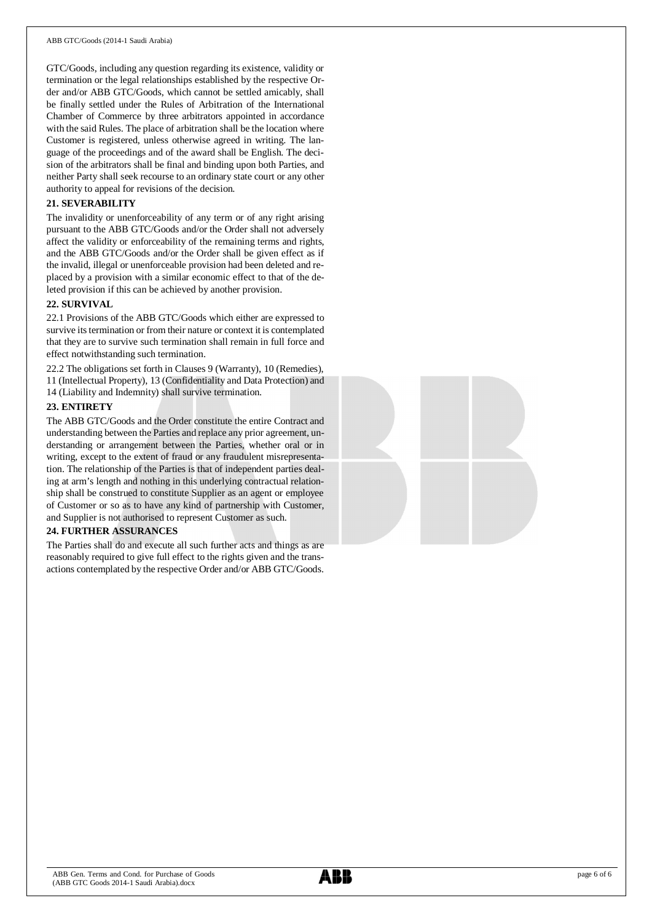GTC/Goods, including any question regarding its existence, validity or termination or the legal relationships established by the respective Order and/or ABB GTC/Goods, which cannot be settled amicably, shall be finally settled under the Rules of Arbitration of the International Chamber of Commerce by three arbitrators appointed in accordance with the said Rules. The place of arbitration shall be the location where Customer is registered, unless otherwise agreed in writing. The language of the proceedings and of the award shall be English. The decision of the arbitrators shall be final and binding upon both Parties, and neither Party shall seek recourse to an ordinary state court or any other authority to appeal for revisions of the decision.

**21. SEVERABILITY**

The invalidity or unenforceability of any term or of any right arising pursuant to the ABB GTC/Goods and/or the Order shall not adversely affect the validity or enforceability of the remaining terms and rights, and the ABB GTC/Goods and/or the Order shall be given effect as if the invalid, illegal or unenforceable provision had been deleted and replaced by a provision with a similar economic effect to that of the deleted provision if this can be achieved by another provision.

**22. SURVIVAL**

22.1 Provisions of the ABB GTC/Goods which either are expressed to survive its termination or from their nature or context it is contemplated that they are to survive such termination shall remain in full force and effect notwithstanding such termination.

22.2 The obligations set forth in Clauses 9 (Warranty), 10 (Remedies), 11 (Intellectual Property), 13 (Confidentiality and Data Protection) and 14 (Liability and Indemnity) shall survive termination.

**23. ENTIRETY**

The ABB GTC/Goods and the Order constitute the entire Contract and understanding between the Parties and replace any prior agreement, understanding or arrangement between the Parties, whether oral or in writing, except to the extent of fraud or any fraudulent misrepresentation. The relationship of the Parties is that of independent parties dealing at arm's length and nothing in this underlying contractual relationship shall be construed to constitute Supplier as an agent or employee of Customer or so as to have any kind of partnership with Customer, and Supplier is not authorised to represent Customer as such.

**24. FURTHER ASSURANCES**

The Parties shall do and execute all such further acts and things as are reasonably required to give full effect to the rights given and the transactions contemplated by the respective Order and/or ABB GTC/Goods.